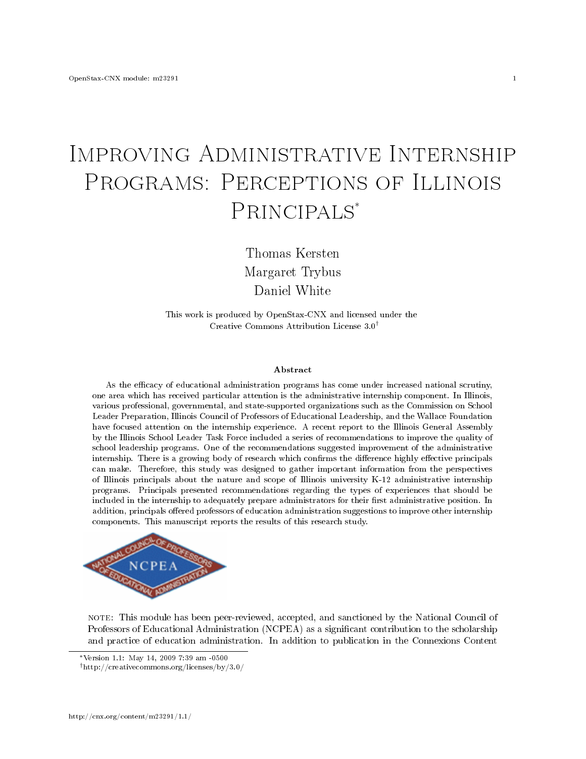# Improving Administrative Internship Programs: Perceptions of Illinois Principals*

Thomas Kersten
Margaret Trybus
Daniel White

This work is produced by OpenStax-CNX and licensed under the Creative Commons Attribution License 3.0†

**Abstract**

As the efficacy of educational administration programs has come under increased national scrutiny, one area which has received particular attention is the administrative internship component. In Illinois, various professional, governmental, and state-supported organizations such as the Commission on School Leader Preparation, Illinois Council of Professors of Educational Leadership, and the Wallace Foundation have focused attention on the internship experience. A recent report to the Illinois General Assembly by the Illinois School Leader Task Force included a series of recommendations to improve the quality of school leadership programs. One of the recommendations suggested improvement of the administrative internship. There is a growing body of research which confirms the difference highly effective principals can make. Therefore, this study was designed to gather important information from the perspectives of Illinois principals about the nature and scope of Illinois university K-12 administrative internship programs. Principals presented recommendations regarding the types of experiences that should be included in the internship to adequately prepare administrators for their first administrative position. In addition, principals offered professors of education administration suggestions to improve other internship components. This manuscript reports the results of this research study.

NOTE: This module has been peer-reviewed, accepted, and sanctioned by the National Council of Professors of Educational Administration (NCPEA) as a significant contribution to the scholarship and practice of education administration. In addition to publication in the Connexions Content

*Version 1.1: May 14, 2009 7:39 am -0500

†http://creativecommons.org/licenses/by/3.0/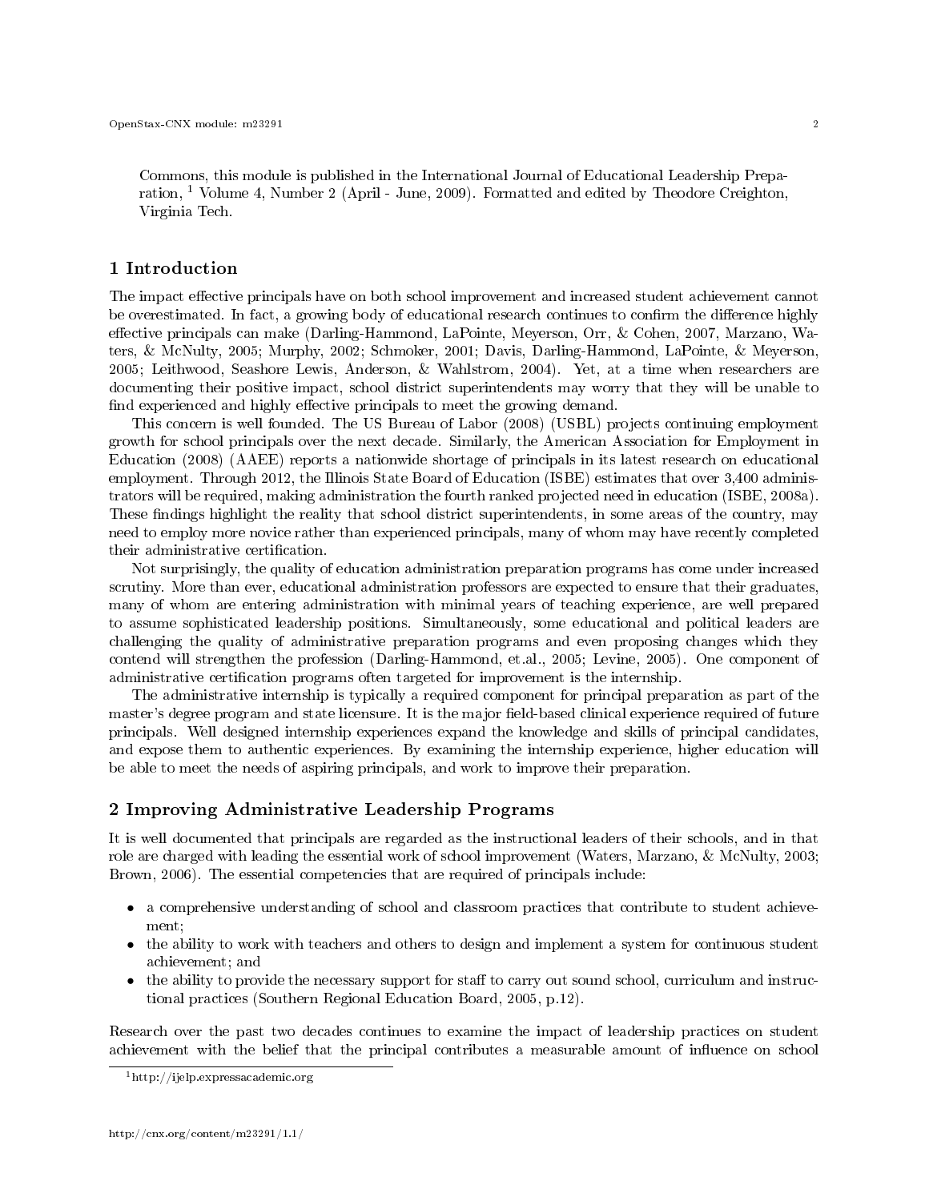Commons, this module is published in the International Journal of Educational Leadership Preparation, [1] Volume 4, Number 2 (April - June, 2009). Formatted and edited by Theodore Creighton, Virginia Tech.

## 1 Introduction

The impact effective principals have on both school improvement and increased student achievement cannot be overestimated. In fact, a growing body of educational research continues to confirm the difference highly effective principals can make (Darling-Hammond, LaPointe, Meyerson, Orr, & Cohen, 2007, Marzano, Waters, & McNulty, 2005; Murphy, 2002; Schmoker, 2001; Davis, Darling-Hammond, LaPointe, & Meyerson, 2005; Leithwood, Seashore Lewis, Anderson, & Wahlstrom, 2004). Yet, at a time when researchers are documenting their positive impact, school district superintendents may worry that they will be unable to find experienced and highly effective principals to meet the growing demand.

This concern is well founded. The US Bureau of Labor (2008) (USBL) projects continuing employment growth for school principals over the next decade. Similarly, the American Association for Employment in Education (2008) (AAEE) reports a nationwide shortage of principals in its latest research on educational employment. Through 2012, the Illinois State Board of Education (ISBE) estimates that over 3,400 administrators will be required, making administration the fourth ranked projected need in education (ISBE, 2008a). These findings highlight the reality that school district superintendents, in some areas of the country, may need to employ more novice rather than experienced principals, many of whom may have recently completed their administrative certification.

Not surprisingly, the quality of education administration preparation programs has come under increased scrutiny. More than ever, educational administration professors are expected to ensure that their graduates, many of whom are entering administration with minimal years of teaching experience, are well prepared to assume sophisticated leadership positions. Simultaneously, some educational and political leaders are challenging the quality of administrative preparation programs and even proposing changes which they contend will strengthen the profession (Darling-Hammond, et.al., 2005; Levine, 2005). One component of administrative certification programs often targeted for improvement is the internship.

The administrative internship is typically a required component for principal preparation as part of the master's degree program and state licensure. It is the major field-based clinical experience required of future principals. Well designed internship experiences expand the knowledge and skills of principal candidates, and expose them to authentic experiences. By examining the internship experience, higher education will be able to meet the needs of aspiring principals, and work to improve their preparation.

## 2 Improving Administrative Leadership Programs

It is well documented that principals are regarded as the instructional leaders of their schools, and in that role are charged with leading the essential work of school improvement (Waters, Marzano, & McNulty, 2003; Brown, 2006). The essential competencies that are required of principals include:

- a comprehensive understanding of school and classroom practices that contribute to student achievement;
- the ability to work with teachers and others to design and implement a system for continuous student achievement; and
- the ability to provide the necessary support for staff to carry out sound school, curriculum and instructional practices (Southern Regional Education Board, 2005, p.12).

Research over the past two decades continues to examine the impact of leadership practices on student achievement with the belief that the principal contributes a measurable amount of influence on school

[1] http://ijelp.expressacademic.org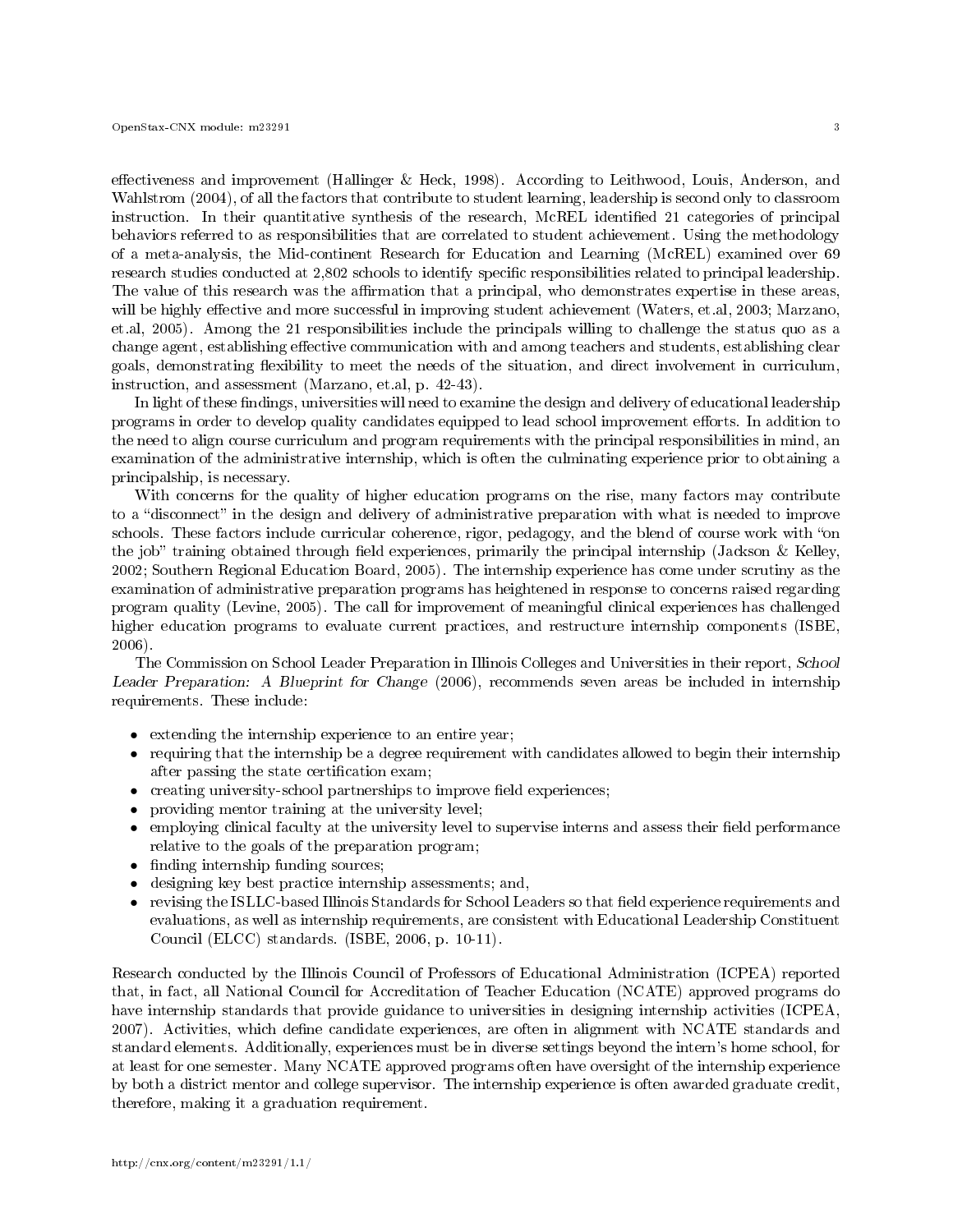effectiveness and improvement (Hallinger & Heck, 1998). According to Leithwood, Louis, Anderson, and Wahlstrom (2004), of all the factors that contribute to student learning, leadership is second only to classroom instruction. In their quantitative synthesis of the research, McREL identified 21 categories of principal behaviors referred to as responsibilities that are correlated to student achievement. Using the methodology of a meta-analysis, the Mid-continent Research for Education and Learning (McREL) examined over 69 research studies conducted at 2,802 schools to identify specific responsibilities related to principal leadership. The value of this research was the affirmation that a principal, who demonstrates expertise in these areas, will be highly effective and more successful in improving student achievement (Waters, et.al, 2003; Marzano, et.al, 2005). Among the 21 responsibilities include the principals willing to challenge the status quo as a change agent, establishing effective communication with and among teachers and students, establishing clear goals, demonstrating flexibility to meet the needs of the situation, and direct involvement in curriculum, instruction, and assessment (Marzano, et.al, p. 42-43).

In light of these findings, universities will need to examine the design and delivery of educational leadership programs in order to develop quality candidates equipped to lead school improvement efforts. In addition to the need to align course curriculum and program requirements with the principal responsibilities in mind, an examination of the administrative internship, which is often the culminating experience prior to obtaining a principalship, is necessary.

With concerns for the quality of higher education programs on the rise, many factors may contribute to a "disconnect" in the design and delivery of administrative preparation with what is needed to improve schools. These factors include curricular coherence, rigor, pedagogy, and the blend of course work with "on the job" training obtained through field experiences, primarily the principal internship (Jackson & Kelley, 2002; Southern Regional Education Board, 2005). The internship experience has come under scrutiny as the examination of administrative preparation programs has heightened in response to concerns raised regarding program quality (Levine, 2005). The call for improvement of meaningful clinical experiences has challenged higher education programs to evaluate current practices, and restructure internship components (ISBE, 2006).

The Commission on School Leader Preparation in Illinois Colleges and Universities in their report, *School Leader Preparation: A Blueprint for Change* (2006), recommends seven areas be included in internship requirements. These include:

- extending the internship experience to an entire year;
- requiring that the internship be a degree requirement with candidates allowed to begin their internship after passing the state certification exam;
- creating university-school partnerships to improve field experiences;
- providing mentor training at the university level;
- employing clinical faculty at the university level to supervise interns and assess their field performance relative to the goals of the preparation program;
- finding internship funding sources;
- designing key best practice internship assessments; and,
- revising the ISLLC-based Illinois Standards for School Leaders so that field experience requirements and evaluations, as well as internship requirements, are consistent with Educational Leadership Constituent Council (ELCC) standards. (ISBE, 2006, p. 10-11).

Research conducted by the Illinois Council of Professors of Educational Administration (ICPEA) reported that, in fact, all National Council for Accreditation of Teacher Education (NCATE) approved programs do have internship standards that provide guidance to universities in designing internship activities (ICPEA, 2007). Activities, which define candidate experiences, are often in alignment with NCATE standards and standard elements. Additionally, experiences must be in diverse settings beyond the intern's home school, for at least for one semester. Many NCATE approved programs often have oversight of the internship experience by both a district mentor and college supervisor. The internship experience is often awarded graduate credit, therefore, making it a graduation requirement.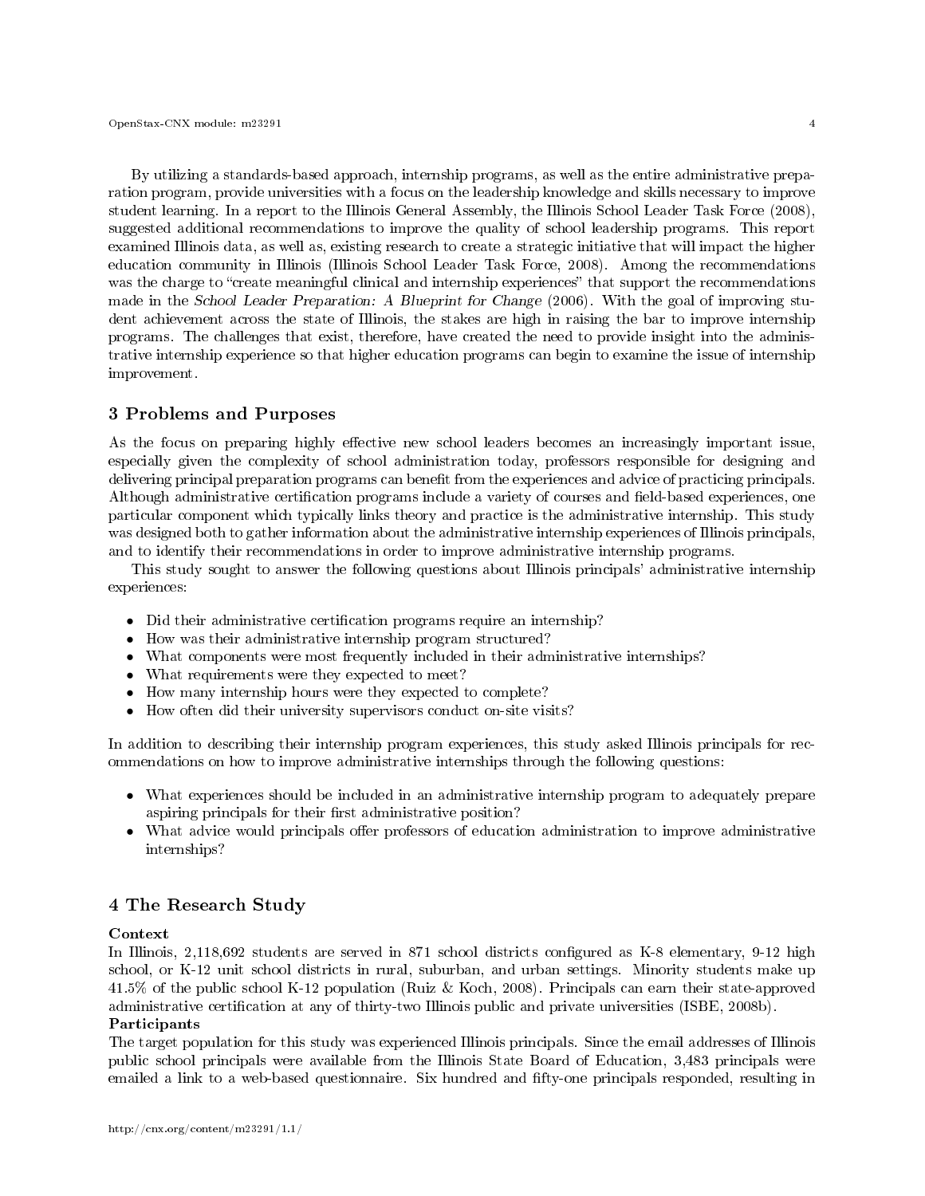By utilizing a standards-based approach, internship programs, as well as the entire administrative preparation program, provide universities with a focus on the leadership knowledge and skills necessary to improve student learning. In a report to the Illinois General Assembly, the Illinois School Leader Task Force (2008), suggested additional recommendations to improve the quality of school leadership programs. This report examined Illinois data, as well as, existing research to create a strategic initiative that will impact the higher education community in Illinois (Illinois School Leader Task Force, 2008). Among the recommendations was the charge to "create meaningful clinical and internship experiences" that support the recommendations made in the *School Leader Preparation: A Blueprint for Change* (2006). With the goal of improving student achievement across the state of Illinois, the stakes are high in raising the bar to improve internship programs. The challenges that exist, therefore, have created the need to provide insight into the administrative internship experience so that higher education programs can begin to examine the issue of internship improvement.

## 3 Problems and Purposes

As the focus on preparing highly effective new school leaders becomes an increasingly important issue, especially given the complexity of school administration today, professors responsible for designing and delivering principal preparation programs can benefit from the experiences and advice of practicing principals. Although administrative certification programs include a variety of courses and field-based experiences, one particular component which typically links theory and practice is the administrative internship. This study was designed both to gather information about the administrative internship experiences of Illinois principals, and to identify their recommendations in order to improve administrative internship programs.

This study sought to answer the following questions about Illinois principals' administrative internship experiences:

- Did their administrative certification programs require an internship?
- How was their administrative internship program structured?
- What components were most frequently included in their administrative internships?
- What requirements were they expected to meet?
- How many internship hours were they expected to complete?
- How often did their university supervisors conduct on-site visits?

In addition to describing their internship program experiences, this study asked Illinois principals for recommendations on how to improve administrative internships through the following questions:

- What experiences should be included in an administrative internship program to adequately prepare aspiring principals for their first administrative position?
- What advice would principals offer professors of education administration to improve administrative internships?

## 4 The Research Study

**Context**

In Illinois, 2,118,692 students are served in 871 school districts configured as K-8 elementary, 9-12 high school, or K-12 unit school districts in rural, suburban, and urban settings. Minority students make up 41.5% of the public school K-12 population (Ruiz & Koch, 2008). Principals can earn their state-approved administrative certification at any of thirty-two Illinois public and private universities (ISBE, 2008b).

**Participants**

The target population for this study was experienced Illinois principals. Since the email addresses of Illinois public school principals were available from the Illinois State Board of Education, 3,483 principals were emailed a link to a web-based questionnaire. Six hundred and fifty-one principals responded, resulting in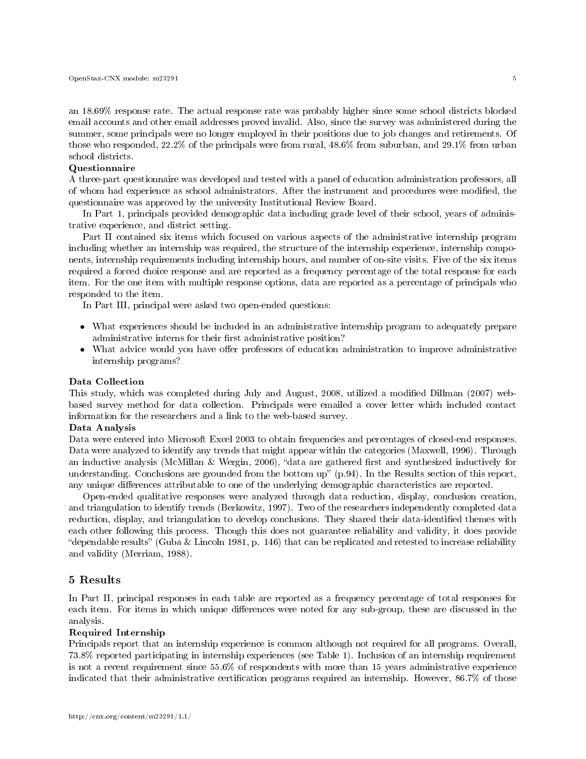an 18.69% response rate. The actual response rate was probably higher since some school districts blocked email accounts and other email addresses proved invalid. Also, since the survey was administered during the summer, some principals were no longer employed in their positions due to job changes and retirements. Of those who responded, 22.2% of the principals were from rural, 48.6% from suburban, and 29.1% from urban school districts.

**Questionnaire**

A three-part questionnaire was developed and tested with a panel of education administration professors, all of whom had experience as school administrators. After the instrument and procedures were modified, the questionnaire was approved by the university Institutional Review Board.

In Part 1, principals provided demographic data including grade level of their school, years of administrative experience, and district setting.

Part II contained six items which focused on various aspects of the administrative internship program including whether an internship was required, the structure of the internship experience, internship components, internship requirements including internship hours, and number of on-site visits. Five of the six items required a forced choice response and are reported as a frequency percentage of the total response for each item. For the one item with multiple response options, data are reported as a percentage of principals who responded to the item.

In Part III, principal were asked two open-ended questions:

- What experiences should be included in an administrative internship program to adequately prepare administrative interns for their first administrative position?
- What advice would you have offer professors of education administration to improve administrative internship programs?

**Data Collection**

This study, which was completed during July and August, 2008, utilized a modified Dillman (2007) web-based survey method for data collection. Principals were emailed a cover letter which included contact information for the researchers and a link to the web-based survey.

**Data Analysis**

Data were entered into Microsoft Excel 2003 to obtain frequencies and percentages of closed-end responses. Data were analyzed to identify any trends that might appear within the categories (Maxwell, 1996). Through an inductive analysis (McMillan & Wergin, 2006), "data are gathered first and synthesized inductively for understanding. Conclusions are grounded from the bottom up" (p.94). In the Results section of this report, any unique differences attributable to one of the underlying demographic characteristics are reported.

Open-ended qualitative responses were analyzed through data reduction, display, conclusion creation, and triangulation to identify trends (Berkowitz, 1997). Two of the researchers independently completed data reduction, display, and triangulation to develop conclusions. They shared their data-identified themes with each other following this process. Though this does not guarantee reliability and validity, it does provide "dependable results" (Guba & Lincoln 1981, p. 146) that can be replicated and retested to increase reliability and validity (Merriam, 1988).

## 5 Results

In Part II, principal responses in each table are reported as a frequency percentage of total responses for each item. For items in which unique differences were noted for any sub-group, these are discussed in the analysis.

**Required Internship**

Principals report that an internship experience is common although not required for all programs. Overall, 73.8% reported participating in internship experiences (see Table 1). Inclusion of an internship requirement is not a recent requirement since 55.6% of respondents with more than 15 years administrative experience indicated that their administrative certification programs required an internship. However, 86.7% of those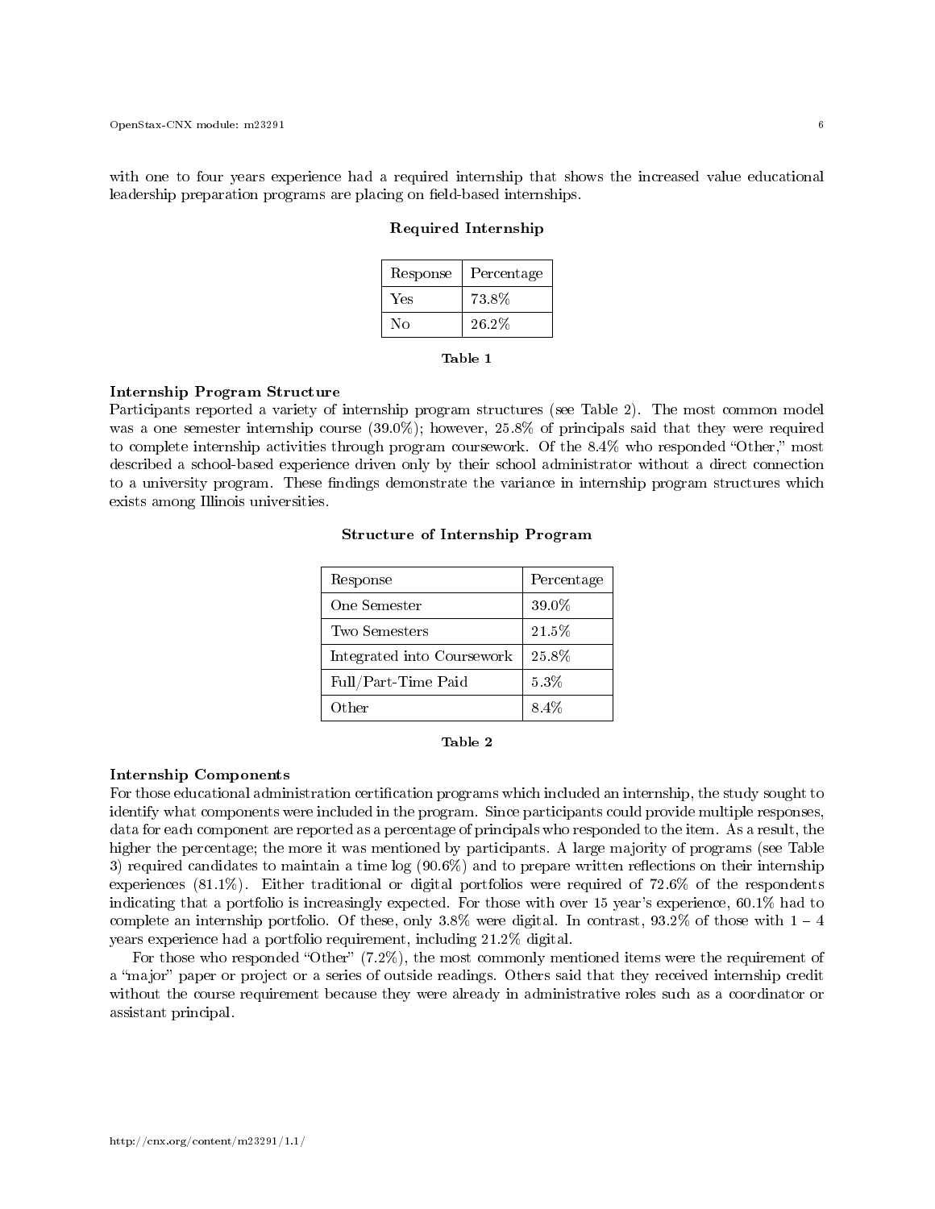with one to four years experience had a required internship that shows the increased value educational leadership preparation programs are placing on field-based internships.

**Required Internship**

| Response | Percentage |
|---|---|
| Yes | 73.8% |
| No | 26.2% |

**Table 1**

**Internship Program Structure**
Participants reported a variety of internship program structures (see Table 2). The most common model was a one semester internship course (39.0%); however, 25.8% of principals said that they were required to complete internship activities through program coursework. Of the 8.4% who responded "Other," most described a school-based experience driven only by their school administrator without a direct connection to a university program. These findings demonstrate the variance in internship program structures which exists among Illinois universities.

**Structure of Internship Program**

| Response | Percentage |
|---|---|
| One Semester | 39.0% |
| Two Semesters | 21.5% |
| Integrated into Coursework | 25.8% |
| Full/Part-Time Paid | 5.3% |
| Other | 8.4% |

**Table 2**

**Internship Components**
For those educational administration certification programs which included an internship, the study sought to identify what components were included in the program. Since participants could provide multiple responses, data for each component are reported as a percentage of principals who responded to the item. As a result, the higher the percentage; the more it was mentioned by participants. A large majority of programs (see Table 3) required candidates to maintain a time log (90.6%) and to prepare written reflections on their internship experiences (81.1%). Either traditional or digital portfolios were required of 72.6% of the respondents indicating that a portfolio is increasingly expected. For those with over 15 year's experience, 60.1% had to complete an internship portfolio. Of these, only 3.8% were digital. In contrast, 93.2% of those with 1 – 4 years experience had a portfolio requirement, including 21.2% digital.

For those who responded "Other" (7.2%), the most commonly mentioned items were the requirement of a "major" paper or project or a series of outside readings. Others said that they received internship credit without the course requirement because they were already in administrative roles such as a coordinator or assistant principal.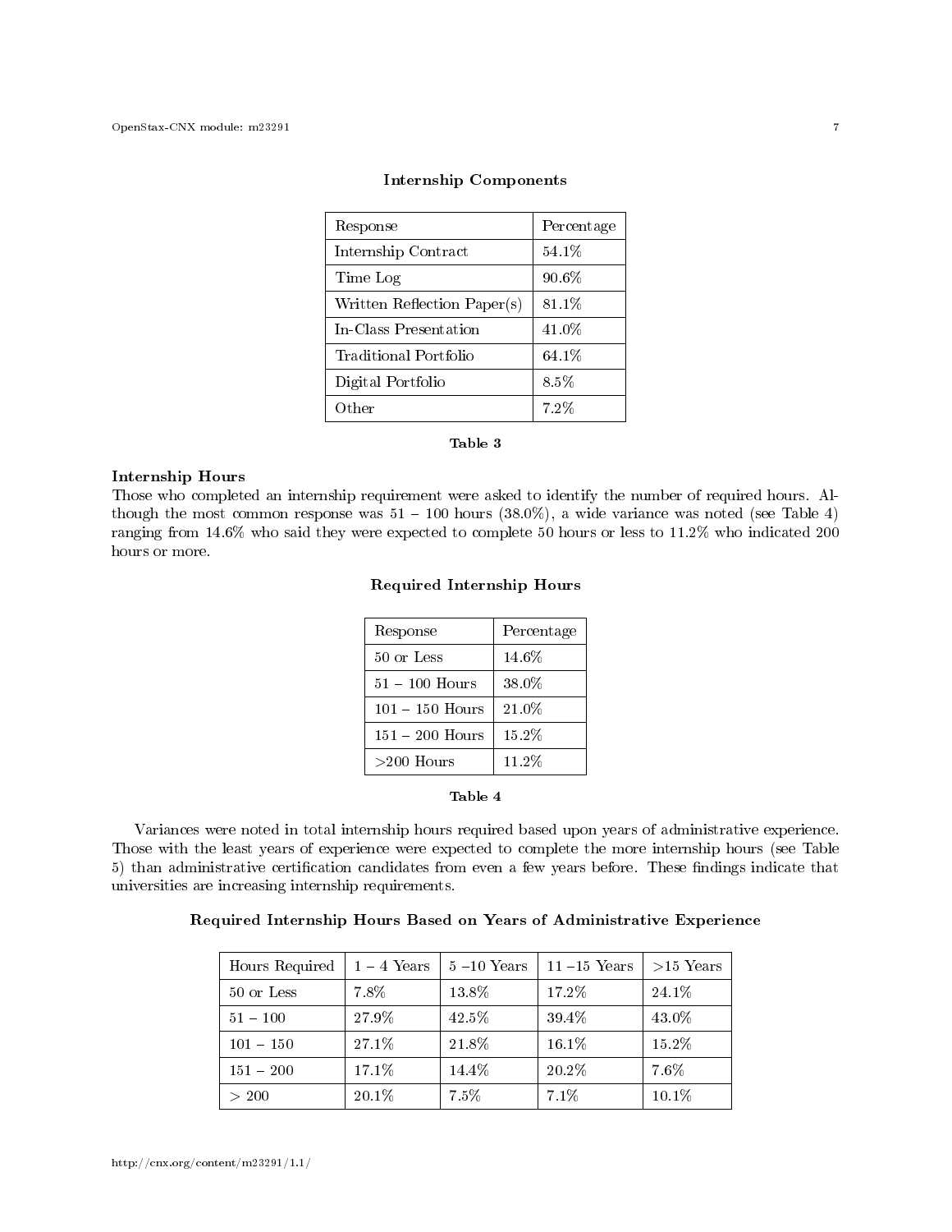**Internship Components**

| Response | Percentage |
| --- | --- |
| Internship Contract | 54.1% |
| Time Log | 90.6% |
| Written Reflection Paper(s) | 81.1% |
| In-Class Presentation | 41.0% |
| Traditional Portfolio | 64.1% |
| Digital Portfolio | 8.5% |
| Other | 7.2% |

**Table 3**

**Internship Hours**

Those who completed an internship requirement were asked to identify the number of required hours. Although the most common response was 51 – 100 hours (38.0%), a wide variance was noted (see Table 4) ranging from 14.6% who said they were expected to complete 50 hours or less to 11.2% who indicated 200 hours or more.

**Required Internship Hours**

| Response | Percentage |
| --- | --- |
| 50 or Less | 14.6% |
| 51 – 100 Hours | 38.0% |
| 101 – 150 Hours | 21.0% |
| 151 – 200 Hours | 15.2% |
| >200 Hours | 11.2% |

**Table 4**

Variances were noted in total internship hours required based upon years of administrative experience. Those with the least years of experience were expected to complete the more internship hours (see Table 5) than administrative certification candidates from even a few years before. These findings indicate that universities are increasing internship requirements.

**Required Internship Hours Based on Years of Administrative Experience**

| Hours Required | 1 – 4 Years | 5 –10 Years | 11 –15 Years | >15 Years |
| --- | --- | --- | --- | --- |
| 50 or Less | 7.8% | 13.8% | 17.2% | 24.1% |
| 51 – 100 | 27.9% | 42.5% | 39.4% | 43.0% |
| 101 – 150 | 27.1% | 21.8% | 16.1% | 15.2% |
| 151 – 200 | 17.1% | 14.4% | 20.2% | 7.6% |
| > 200 | 20.1% | 7.5% | 7.1% | 10.1% |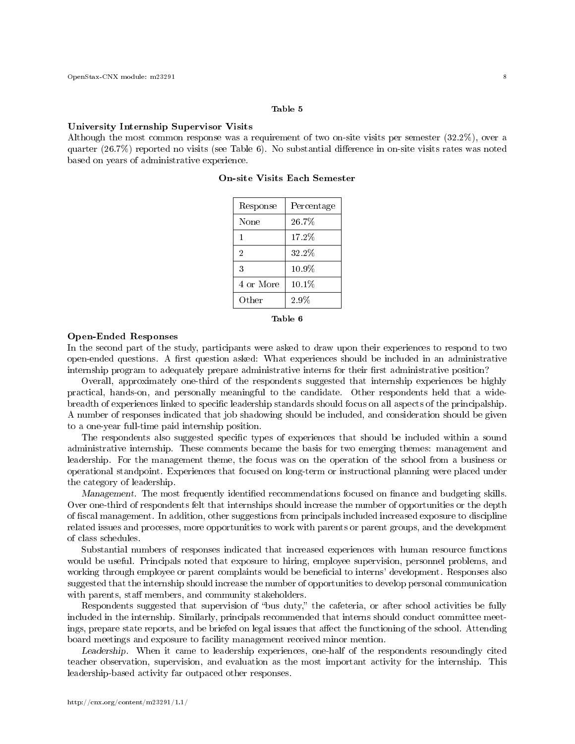**Table 5**

**University Internship Supervisor Visits**

Although the most common response was a requirement of two on-site visits per semester (32.2%), over a quarter (26.7%) reported no visits (see Table 6). No substantial difference in on-site visits rates was noted based on years of administrative experience.

**On-site Visits Each Semester**

| Response | Percentage |
|---|---|
| None | 26.7% |
| 1 | 17.2% |
| 2 | 32.2% |
| 3 | 10.9% |
| 4 or More | 10.1% |
| Other | 2.9% |

**Table 6**

**Open-Ended Responses**

In the second part of the study, participants were asked to draw upon their experiences to respond to two open-ended questions. A first question asked: What experiences should be included in an administrative internship program to adequately prepare administrative interns for their first administrative position?

Overall, approximately one-third of the respondents suggested that internship experiences be highly practical, hands-on, and personally meaningful to the candidate. Other respondents held that a wide-breadth of experiences linked to specific leadership standards should focus on all aspects of the principalship. A number of responses indicated that job shadowing should be included, and consideration should be given to a one-year full-time paid internship position.

The respondents also suggested specific types of experiences that should be included within a sound administrative internship. These comments became the basis for two emerging themes: management and leadership. For the management theme, the focus was on the operation of the school from a business or operational standpoint. Experiences that focused on long-term or instructional planning were placed under the category of leadership.

*Management.* The most frequently identified recommendations focused on finance and budgeting skills. Over one-third of respondents felt that internships should increase the number of opportunities or the depth of fiscal management. In addition, other suggestions from principals included increased exposure to discipline related issues and processes, more opportunities to work with parents or parent groups, and the development of class schedules.

Substantial numbers of responses indicated that increased experiences with human resource functions would be useful. Principals noted that exposure to hiring, employee supervision, personnel problems, and working through employee or parent complaints would be beneficial to interns' development. Responses also suggested that the internship should increase the number of opportunities to develop personal communication with parents, staff members, and community stakeholders.

Respondents suggested that supervision of "bus duty," the cafeteria, or after school activities be fully included in the internship. Similarly, principals recommended that interns should conduct committee meetings, prepare state reports, and be briefed on legal issues that affect the functioning of the school. Attending board meetings and exposure to facility management received minor mention.

*Leadership.* When it came to leadership experiences, one-half of the respondents resoundingly cited teacher observation, supervision, and evaluation as the most important activity for the internship. This leadership-based activity far outpaced other responses.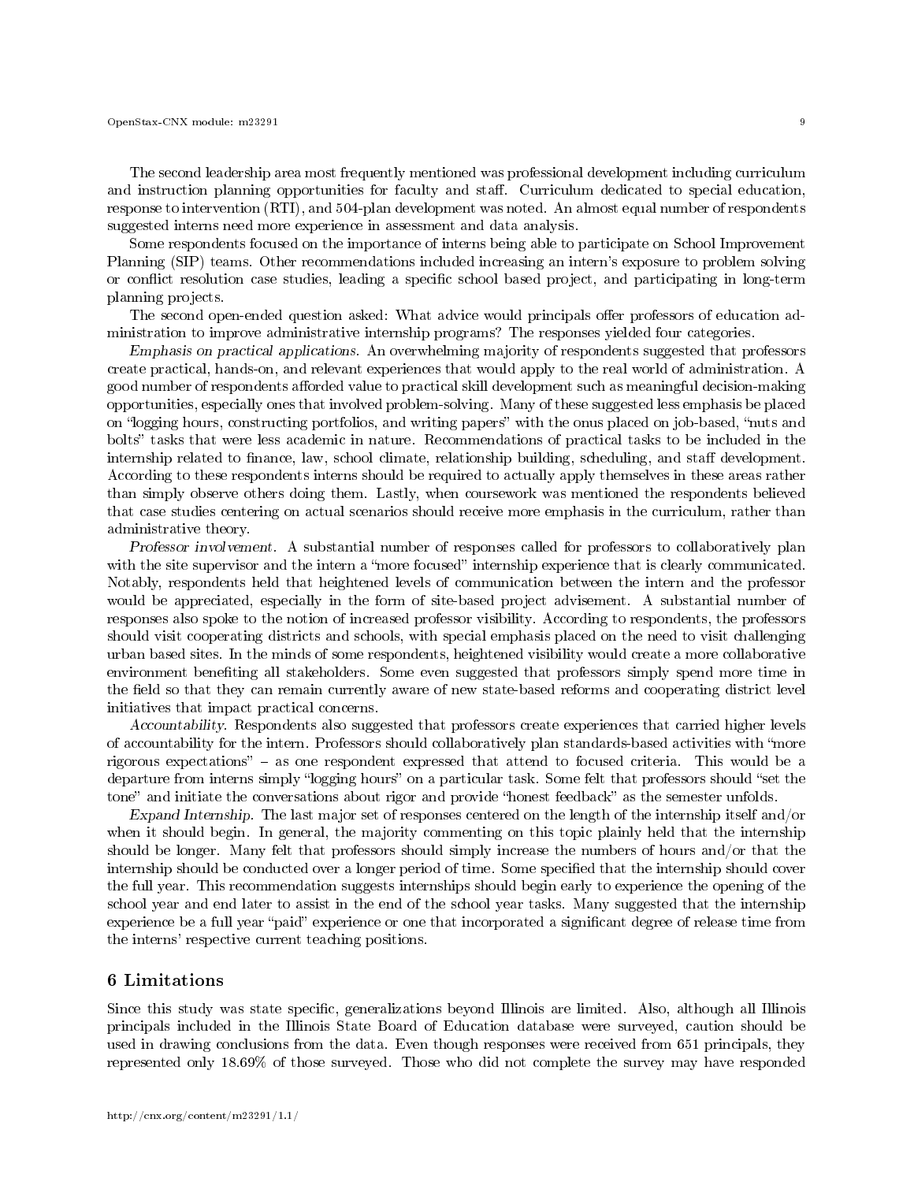The second leadership area most frequently mentioned was professional development including curriculum and instruction planning opportunities for faculty and staff. Curriculum dedicated to special education, response to intervention (RTI), and 504-plan development was noted. An almost equal number of respondents suggested interns need more experience in assessment and data analysis.

Some respondents focused on the importance of interns being able to participate on School Improvement Planning (SIP) teams. Other recommendations included increasing an intern's exposure to problem solving or conflict resolution case studies, leading a specific school based project, and participating in long-term planning projects.

The second open-ended question asked: What advice would principals offer professors of education administration to improve administrative internship programs? The responses yielded four categories.

*Emphasis on practical applications.* An overwhelming majority of respondents suggested that professors create practical, hands-on, and relevant experiences that would apply to the real world of administration. A good number of respondents afforded value to practical skill development such as meaningful decision-making opportunities, especially ones that involved problem-solving. Many of these suggested less emphasis be placed on "logging hours, constructing portfolios, and writing papers" with the onus placed on job-based, "nuts and bolts" tasks that were less academic in nature. Recommendations of practical tasks to be included in the internship related to finance, law, school climate, relationship building, scheduling, and staff development. According to these respondents interns should be required to actually apply themselves in these areas rather than simply observe others doing them. Lastly, when coursework was mentioned the respondents believed that case studies centering on actual scenarios should receive more emphasis in the curriculum, rather than administrative theory.

*Professor involvement.* A substantial number of responses called for professors to collaboratively plan with the site supervisor and the intern a "more focused" internship experience that is clearly communicated. Notably, respondents held that heightened levels of communication between the intern and the professor would be appreciated, especially in the form of site-based project advisement. A substantial number of responses also spoke to the notion of increased professor visibility. According to respondents, the professors should visit cooperating districts and schools, with special emphasis placed on the need to visit challenging urban based sites. In the minds of some respondents, heightened visibility would create a more collaborative environment benefiting all stakeholders. Some even suggested that professors simply spend more time in the field so that they can remain currently aware of new state-based reforms and cooperating district level initiatives that impact practical concerns.

*Accountability.* Respondents also suggested that professors create experiences that carried higher levels of accountability for the intern. Professors should collaboratively plan standards-based activities with "more rigorous expectations" – as one respondent expressed that attend to focused criteria. This would be a departure from interns simply "logging hours" on a particular task. Some felt that professors should "set the tone" and initiate the conversations about rigor and provide "honest feedback" as the semester unfolds.

*Expand Internship.* The last major set of responses centered on the length of the internship itself and/or when it should begin. In general, the majority commenting on this topic plainly held that the internship should be longer. Many felt that professors should simply increase the numbers of hours and/or that the internship should be conducted over a longer period of time. Some specified that the internship should cover the full year. This recommendation suggests internships should begin early to experience the opening of the school year and end later to assist in the end of the school year tasks. Many suggested that the internship experience be a full year "paid" experience or one that incorporated a significant degree of release time from the interns' respective current teaching positions.

## 6 Limitations

Since this study was state specific, generalizations beyond Illinois are limited. Also, although all Illinois principals included in the Illinois State Board of Education database were surveyed, caution should be used in drawing conclusions from the data. Even though responses were received from 651 principals, they represented only 18.69% of those surveyed. Those who did not complete the survey may have responded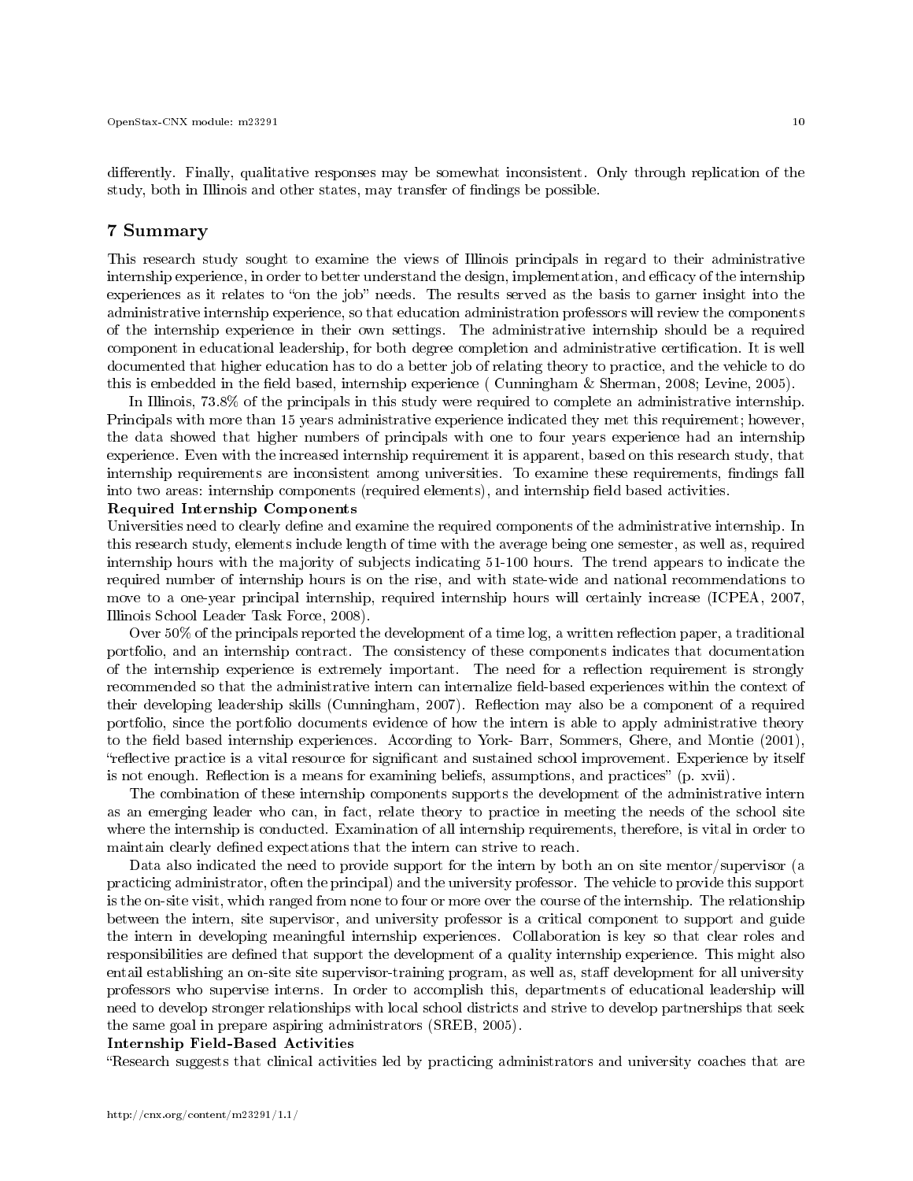differently. Finally, qualitative responses may be somewhat inconsistent. Only through replication of the study, both in Illinois and other states, may transfer of findings be possible.

# 7 Summary

This research study sought to examine the views of Illinois principals in regard to their administrative internship experience, in order to better understand the design, implementation, and efficacy of the internship experiences as it relates to "on the job" needs. The results served as the basis to garner insight into the administrative internship experience, so that education administration professors will review the components of the internship experience in their own settings. The administrative internship should be a required component in educational leadership, for both degree completion and administrative certification. It is well documented that higher education has to do a better job of relating theory to practice, and the vehicle to do this is embedded in the field based, internship experience ( Cunningham & Sherman, 2008; Levine, 2005).

In Illinois, 73.8% of the principals in this study were required to complete an administrative internship. Principals with more than 15 years administrative experience indicated they met this requirement; however, the data showed that higher numbers of principals with one to four years experience had an internship experience. Even with the increased internship requirement it is apparent, based on this research study, that internship requirements are inconsistent among universities. To examine these requirements, findings fall into two areas: internship components (required elements), and internship field based activities.

**Required Internship Components**

Universities need to clearly define and examine the required components of the administrative internship. In this research study, elements include length of time with the average being one semester, as well as, required internship hours with the majority of subjects indicating 51-100 hours. The trend appears to indicate the required number of internship hours is on the rise, and with state-wide and national recommendations to move to a one-year principal internship, required internship hours will certainly increase (ICPEA, 2007, Illinois School Leader Task Force, 2008).

Over 50% of the principals reported the development of a time log, a written reflection paper, a traditional portfolio, and an internship contract. The consistency of these components indicates that documentation of the internship experience is extremely important. The need for a reflection requirement is strongly recommended so that the administrative intern can internalize field-based experiences within the context of their developing leadership skills (Cunningham, 2007). Reflection may also be a component of a required portfolio, since the portfolio documents evidence of how the intern is able to apply administrative theory to the field based internship experiences. According to York- Barr, Sommers, Ghere, and Montie (2001), "reflective practice is a vital resource for significant and sustained school improvement. Experience by itself is not enough. Reflection is a means for examining beliefs, assumptions, and practices" (p. xvii).

The combination of these internship components supports the development of the administrative intern as an emerging leader who can, in fact, relate theory to practice in meeting the needs of the school site where the internship is conducted. Examination of all internship requirements, therefore, is vital in order to maintain clearly defined expectations that the intern can strive to reach.

Data also indicated the need to provide support for the intern by both an on site mentor/supervisor (a practicing administrator, often the principal) and the university professor. The vehicle to provide this support is the on-site visit, which ranged from none to four or more over the course of the internship. The relationship between the intern, site supervisor, and university professor is a critical component to support and guide the intern in developing meaningful internship experiences. Collaboration is key so that clear roles and responsibilities are defined that support the development of a quality internship experience. This might also entail establishing an on-site site supervisor-training program, as well as, staff development for all university professors who supervise interns. In order to accomplish this, departments of educational leadership will need to develop stronger relationships with local school districts and strive to develop partnerships that seek the same goal in prepare aspiring administrators (SREB, 2005).

**Internship Field-Based Activities**

"Research suggests that clinical activities led by practicing administrators and university coaches that are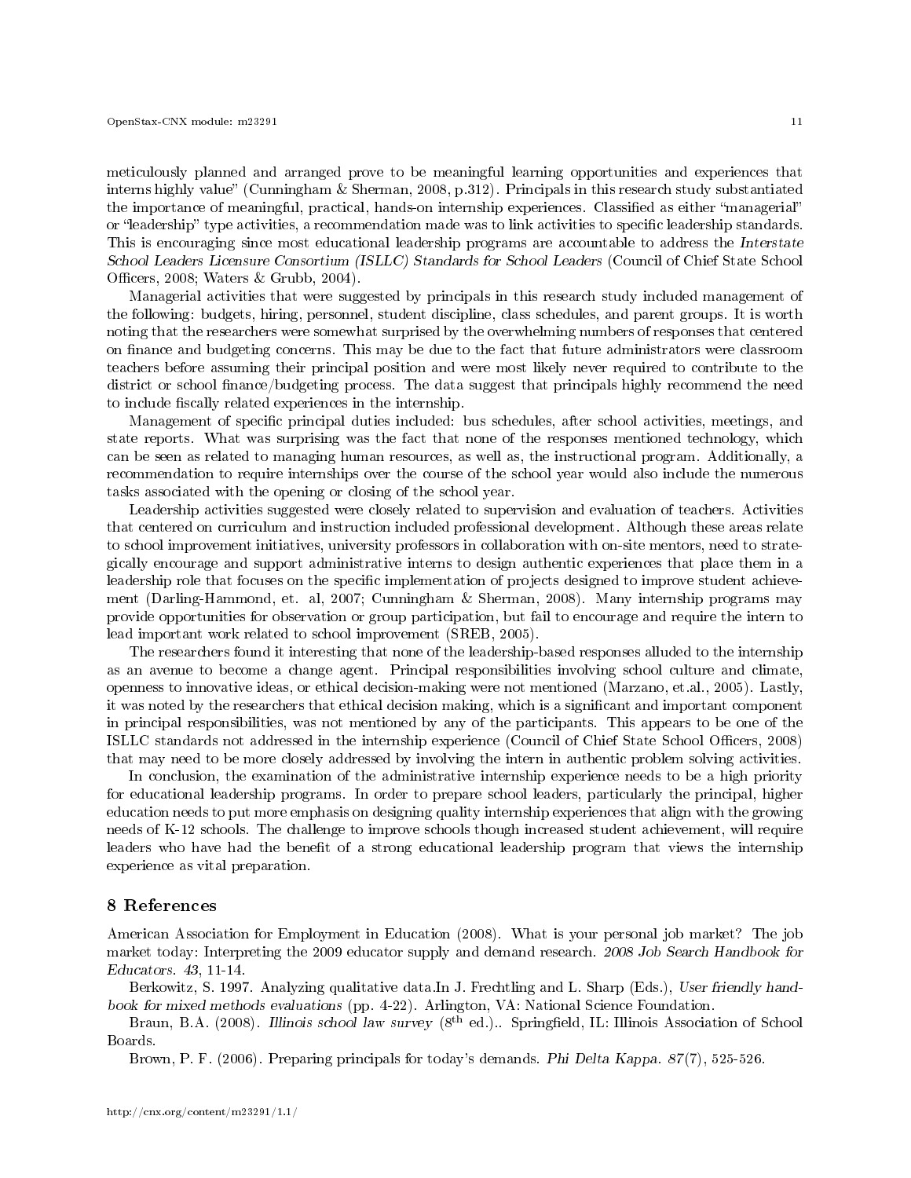meticulously planned and arranged prove to be meaningful learning opportunities and experiences that interns highly value" (Cunningham & Sherman, 2008, p.312). Principals in this research study substantiated the importance of meaningful, practical, hands-on internship experiences. Classified as either "managerial" or "leadership" type activities, a recommendation made was to link activities to specific leadership standards. This is encouraging since most educational leadership programs are accountable to address the *Interstate School Leaders Licensure Consortium (ISLLC) Standards for School Leaders* (Council of Chief State School Officers, 2008; Waters & Grubb, 2004).

Managerial activities that were suggested by principals in this research study included management of the following: budgets, hiring, personnel, student discipline, class schedules, and parent groups. It is worth noting that the researchers were somewhat surprised by the overwhelming numbers of responses that centered on finance and budgeting concerns. This may be due to the fact that future administrators were classroom teachers before assuming their principal position and were most likely never required to contribute to the district or school finance/budgeting process. The data suggest that principals highly recommend the need to include fiscally related experiences in the internship.

Management of specific principal duties included: bus schedules, after school activities, meetings, and state reports. What was surprising was the fact that none of the responses mentioned technology, which can be seen as related to managing human resources, as well as, the instructional program. Additionally, a recommendation to require internships over the course of the school year would also include the numerous tasks associated with the opening or closing of the school year.

Leadership activities suggested were closely related to supervision and evaluation of teachers. Activities that centered on curriculum and instruction included professional development. Although these areas relate to school improvement initiatives, university professors in collaboration with on-site mentors, need to strategically encourage and support administrative interns to design authentic experiences that place them in a leadership role that focuses on the specific implementation of projects designed to improve student achievement (Darling-Hammond, et. al, 2007; Cunningham & Sherman, 2008). Many internship programs may provide opportunities for observation or group participation, but fail to encourage and require the intern to lead important work related to school improvement (SREB, 2005).

The researchers found it interesting that none of the leadership-based responses alluded to the internship as an avenue to become a change agent. Principal responsibilities involving school culture and climate, openness to innovative ideas, or ethical decision-making were not mentioned (Marzano, et.al., 2005). Lastly, it was noted by the researchers that ethical decision making, which is a significant and important component in principal responsibilities, was not mentioned by any of the participants. This appears to be one of the ISLLC standards not addressed in the internship experience (Council of Chief State School Officers, 2008) that may need to be more closely addressed by involving the intern in authentic problem solving activities.

In conclusion, the examination of the administrative internship experience needs to be a high priority for educational leadership programs. In order to prepare school leaders, particularly the principal, higher education needs to put more emphasis on designing quality internship experiences that align with the growing needs of K-12 schools. The challenge to improve schools though increased student achievement, will require leaders who have had the benefit of a strong educational leadership program that views the internship experience as vital preparation.

## 8 References

American Association for Employment in Education (2008). What is your personal job market? The job market today: Interpreting the 2009 educator supply and demand research. *2008 Job Search Handbook for Educators. 43*, 11-14.

Berkowitz, S. 1997. Analyzing qualitative data.In J. Frechtling and L. Sharp (Eds.), *User friendly handbook for mixed methods evaluations* (pp. 4-22). Arlington, VA: National Science Foundation.

Braun, B.A. (2008). *Illinois school law survey* (8th ed.).. Springfield, IL: Illinois Association of School Boards.

Brown, P. F. (2006). Preparing principals for today's demands. *Phi Delta Kappa. 87*(7), 525-526.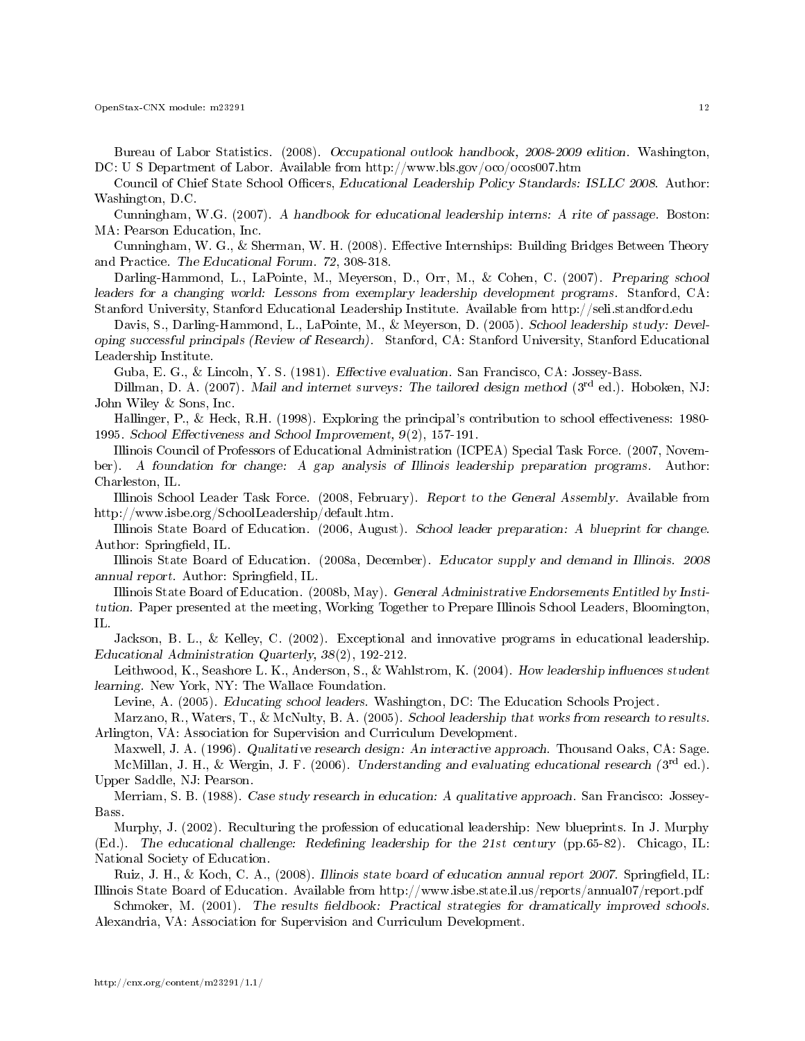Bureau of Labor Statistics. (2008). *Occupational outlook handbook, 2008-2009 edition.* Washington, DC: U S Department of Labor. Available from http://www.bls.gov/oco/ocos007.htm

Council of Chief State School Officers, *Educational Leadership Policy Standards: ISLLC 2008.* Author: Washington, D.C.

Cunningham, W.G. (2007). *A handbook for educational leadership interns: A rite of passage.* Boston: MA: Pearson Education, Inc.

Cunningham, W. G., & Sherman, W. H. (2008). Effective Internships: Building Bridges Between Theory and Practice. *The Educational Forum. 72*, 308-318.

Darling-Hammond, L., LaPointe, M., Meyerson, D., Orr, M., & Cohen, C. (2007). *Preparing school leaders for a changing world: Lessons from exemplary leadership development programs.* Stanford, CA: Stanford University, Stanford Educational Leadership Institute. Available from http://seli.standford.edu

Davis, S., Darling-Hammond, L., LaPointe, M., & Meyerson, D. (2005). *School leadership study: Developing successful principals (Review of Research).* Stanford, CA: Stanford University, Stanford Educational Leadership Institute.

Guba, E. G., & Lincoln, Y. S. (1981). *Effective evaluation.* San Francisco, CA: Jossey-Bass.

Dillman, D. A. (2007). *Mail and internet surveys: The tailored design method* (3rd ed.). Hoboken, NJ: John Wiley & Sons, Inc.

Hallinger, P., & Heck, R.H. (1998). Exploring the principal's contribution to school effectiveness: 1980-1995. *School Effectiveness and School Improvement, 9*(2), 157-191.

Illinois Council of Professors of Educational Administration (ICPEA) Special Task Force. (2007, November). *A foundation for change: A gap analysis of Illinois leadership preparation programs.* Author: Charleston, IL.

Illinois School Leader Task Force. (2008, February). *Report to the General Assembly.* Available from http://www.isbe.org/SchoolLeadership/default.htm.

Illinois State Board of Education. (2006, August). *School leader preparation: A blueprint for change.* Author: Springfield, IL.

Illinois State Board of Education. (2008a, December). *Educator supply and demand in Illinois. 2008 annual report.* Author: Springfield, IL.

Illinois State Board of Education. (2008b, May). *General Administrative Endorsements Entitled by Institution.* Paper presented at the meeting, Working Together to Prepare Illinois School Leaders, Bloomington, IL.

Jackson, B. L., & Kelley, C. (2002). Exceptional and innovative programs in educational leadership. *Educational Administration Quarterly, 38*(2), 192-212.

Leithwood, K., Seashore L. K., Anderson, S., & Wahlstrom, K. (2004). *How leadership influences student learning.* New York, NY: The Wallace Foundation.

Levine, A. (2005). *Educating school leaders.* Washington, DC: The Education Schools Project.

Marzano, R., Waters, T., & McNulty, B. A. (2005). *School leadership that works from research to results.* Arlington, VA: Association for Supervision and Curriculum Development.

Maxwell, J. A. (1996). *Qualitative research design: An interactive approach.* Thousand Oaks, CA: Sage.

McMillan, J. H., & Wergin, J. F. (2006). *Understanding and evaluating educational research* (3rd ed.). Upper Saddle, NJ: Pearson.

Merriam, S. B. (1988). *Case study research in education: A qualitative approach.* San Francisco: Jossey-Bass.

Murphy, J. (2002). Reculturing the profession of educational leadership: New blueprints. In J. Murphy (Ed.). *The educational challenge: Redefining leadership for the 21st century* (pp.65-82). Chicago, IL: National Society of Education.

Ruiz, J. H., & Koch, C. A., (2008). *Illinois state board of education annual report 2007.* Springfield, IL: Illinois State Board of Education. Available from http://www.isbe.state.il.us/reports/annual07/report.pdf

Schmoker, M. (2001). *The results fieldbook: Practical strategies for dramatically improved schools.* Alexandria, VA: Association for Supervision and Curriculum Development.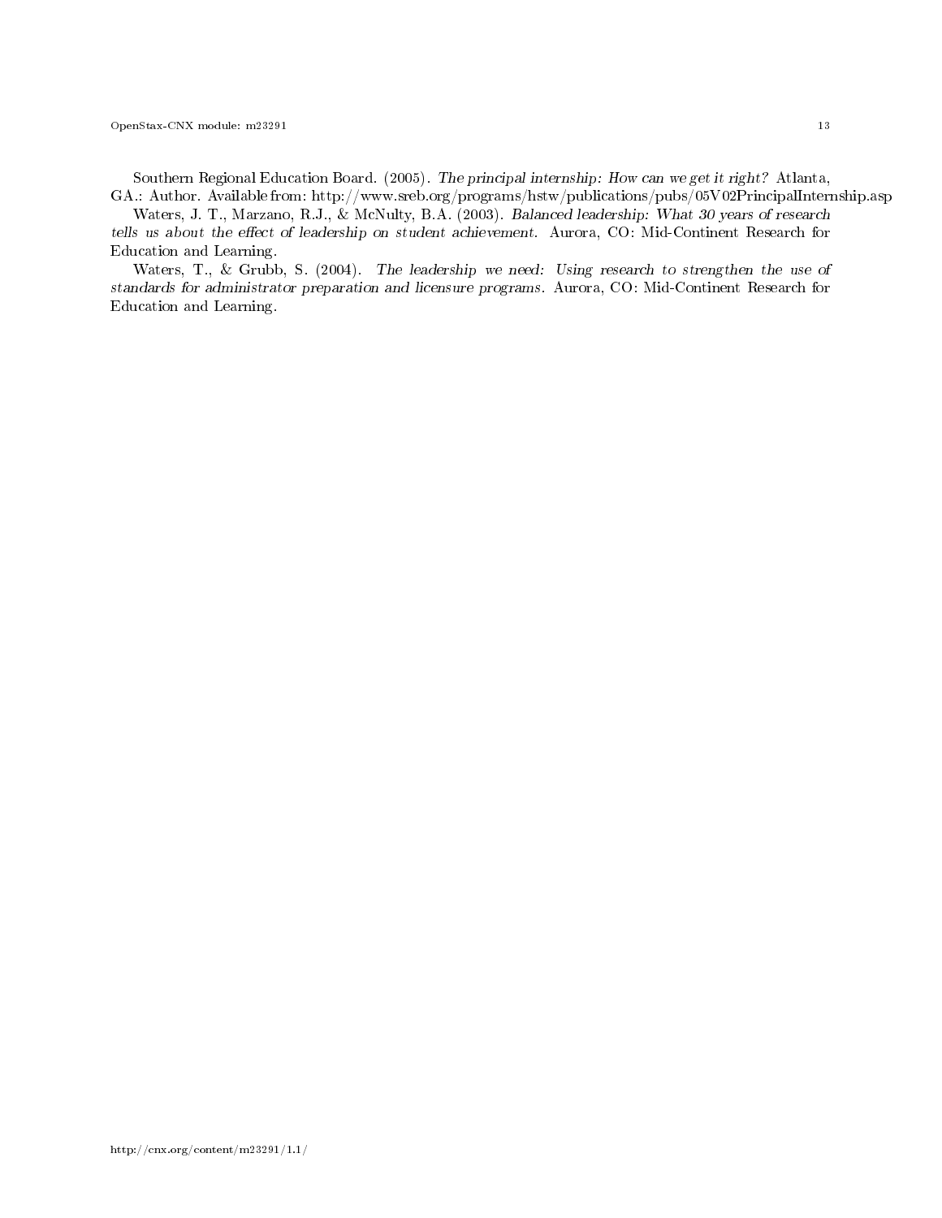Southern Regional Education Board. (2005). *The principal internship: How can we get it right?* Atlanta, GA.: Author. Available from: http://www.sreb.org/programs/hstw/publications/pubs/05V02PrincipalInternship.asp

Waters, J. T., Marzano, R.J., & McNulty, B.A. (2003). *Balanced leadership: What 30 years of research tells us about the effect of leadership on student achievement.* Aurora, CO: Mid-Continent Research for Education and Learning.

Waters, T., & Grubb, S. (2004). *The leadership we need: Using research to strengthen the use of standards for administrator preparation and licensure programs.* Aurora, CO: Mid-Continent Research for Education and Learning.